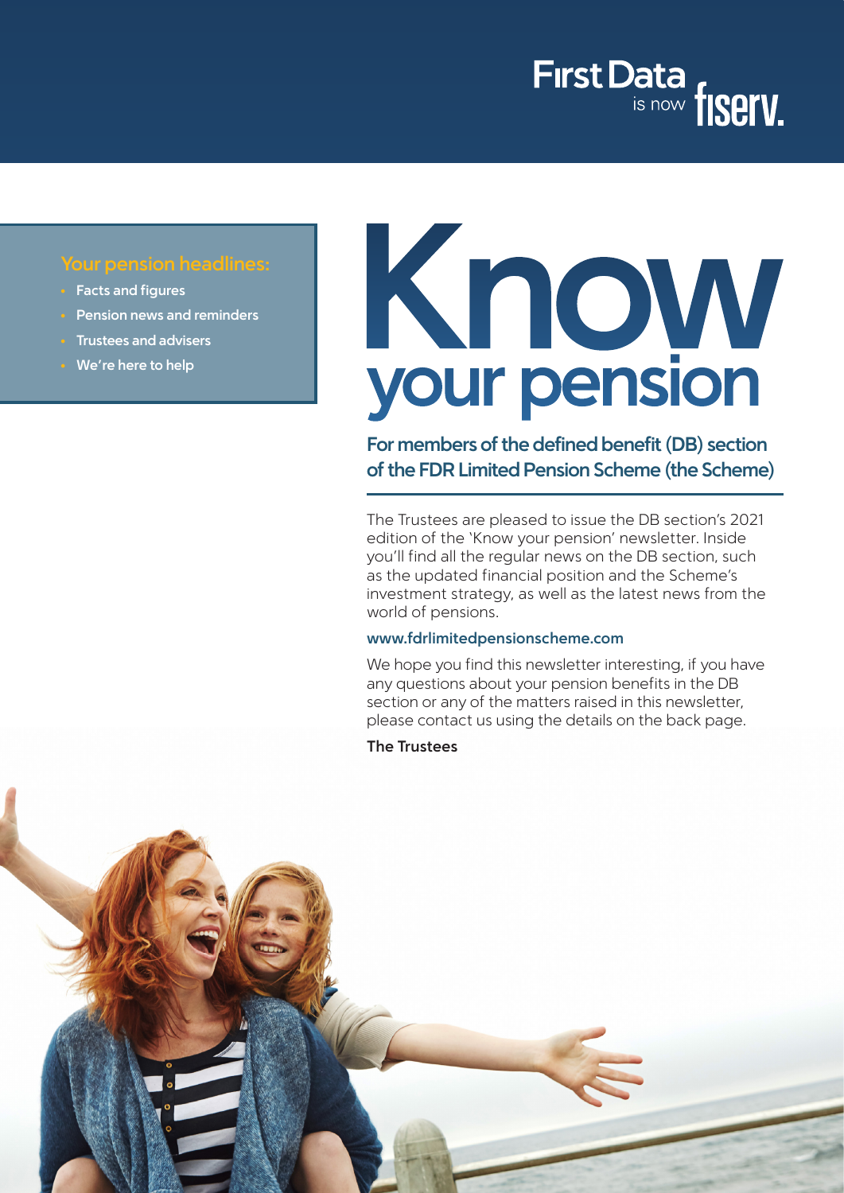First Data is now fiserv.

**Your pension headlines:**

- Facts and figures
- Pension news and reminders
- Trustees and advisers
- We're here to help

# Know your pension

## For members of the defined benefit (DB) section of the FDR Limited Pension Scheme (the Scheme)

The Trustees are pleased to issue the DB section's 2021 edition of the 'Know your pension' newsletter. Inside you'll find all the regular news on the DB section, such as the updated financial position and the Scheme's investment strategy, as well as the latest news from the world of pensions.

**www.fdrlimitedpensionscheme.com**

We hope you find this newsletter interesting, if you have any questions about your pension benefits in the DB section or any of the matters raised in this newsletter, please contact us using the details on the back page.

**The Trustees**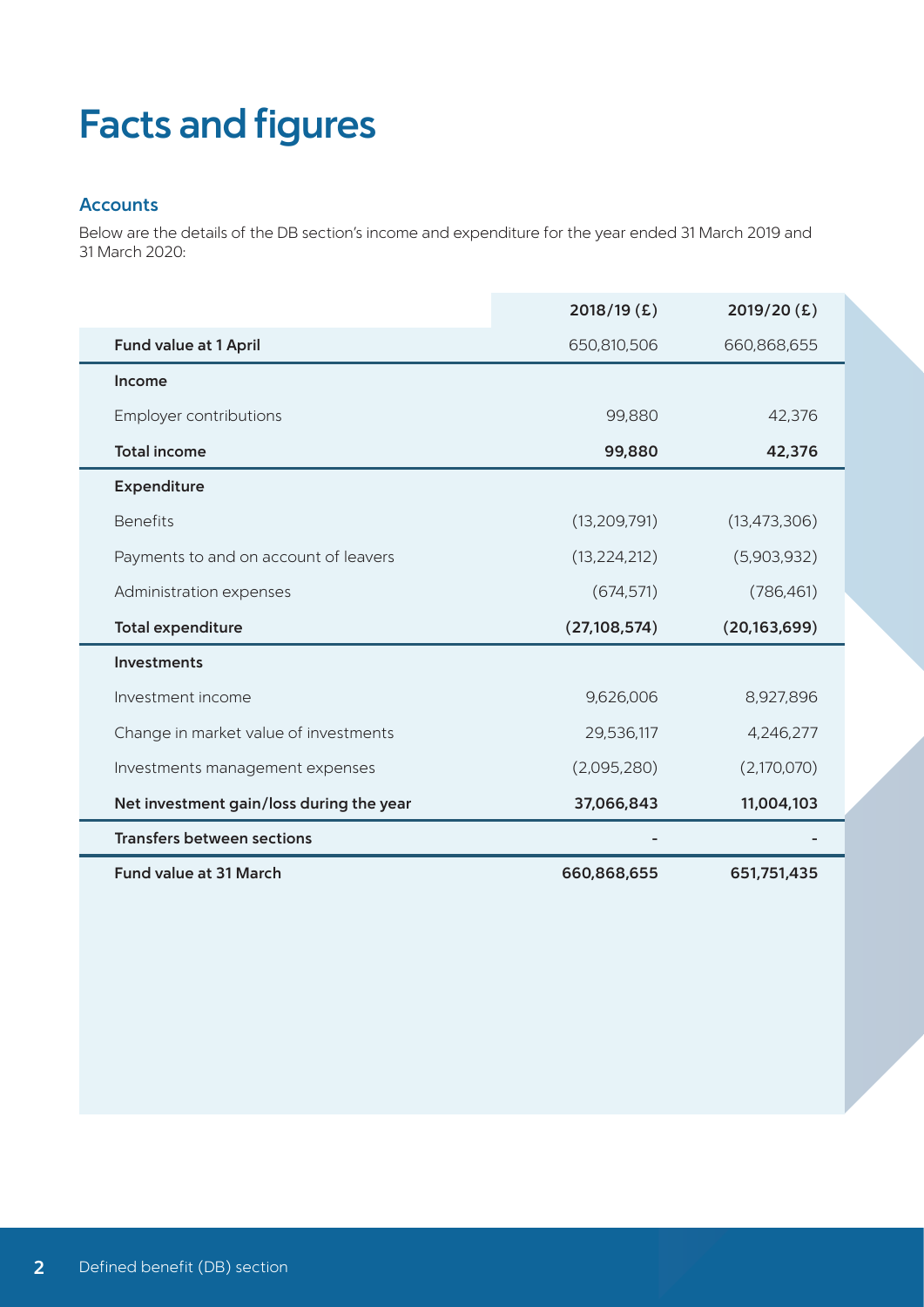# Facts and figures

## Accounts

Below are the details of the DB section's income and expenditure for the year ended 31 March 2019 and 31 March 2020:

| | 2018/19 (£) | 2019/20 (£) |
|---|---|---|
| **Fund value at 1 April** | 650,810,506 | 660,868,655 |
| **Income** | | |
| Employer contributions | 99,880 | 42,376 |
| **Total income** | **99,880** | **42,376** |
| **Expenditure** | | |
| Benefits | (13,209,791) | (13,473,306) |
| Payments to and on account of leavers | (13,224,212) | (5,903,932) |
| Administration expenses | (674,571) | (786,461) |
| **Total expenditure** | **(27,108,574)** | **(20,163,699)** |
| **Investments** | | |
| Investment income | 9,626,006 | 8,927,896 |
| Change in market value of investments | 29,536,117 | 4,246,277 |
| Investments management expenses | (2,095,280) | (2,170,070) |
| **Net investment gain/loss during the year** | **37,066,843** | **11,004,103** |
| **Transfers between sections** | - | - |
| **Fund value at 31 March** | **660,868,655** | **651,751,435** |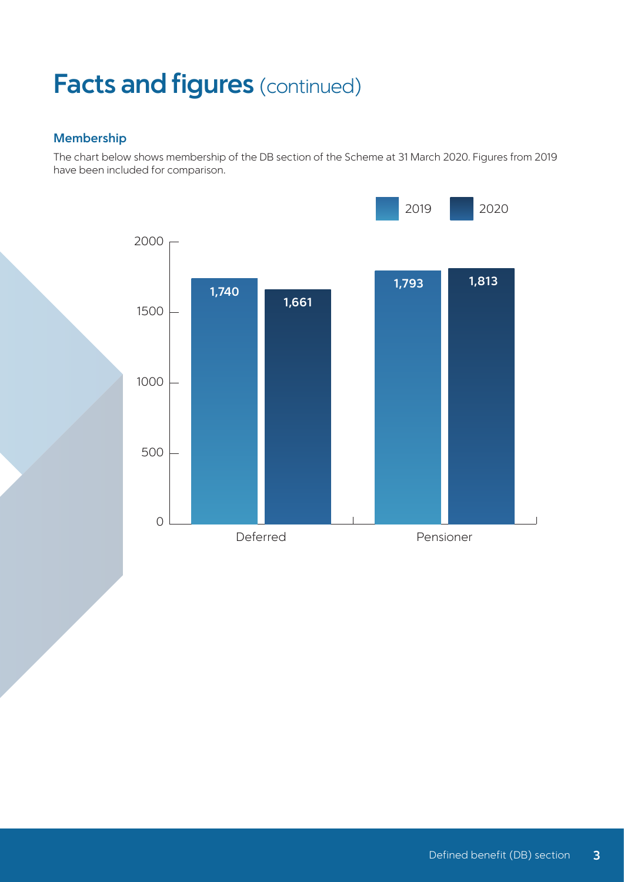# Facts and figures (continued)

## Membership

The chart below shows membership of the DB section of the Scheme at 31 March 2020. Figures from 2019 have been included for comparison.

| | 2019 | 2020 |
|---|---|---|
| Deferred | 1,740 | 1,661 |
| Pensioner | 1,793 | 1,813 |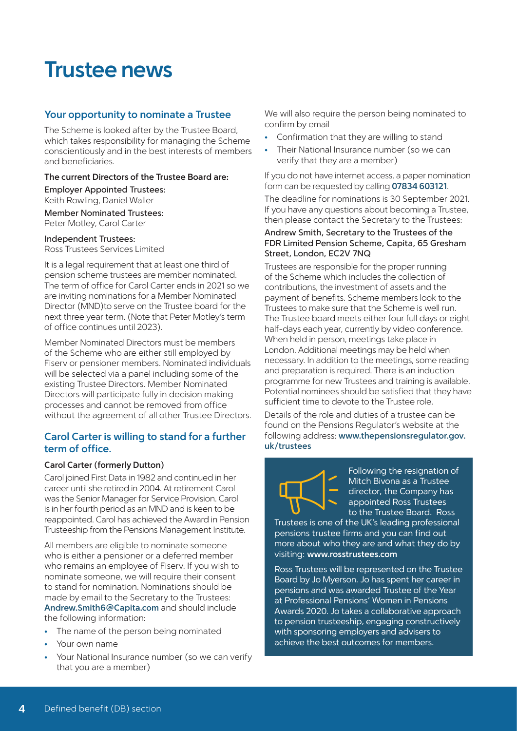# Trustee news

## Your opportunity to nominate a Trustee

The Scheme is looked after by the Trustee Board, which takes responsibility for managing the Scheme conscientiously and in the best interests of members and beneficiaries.

**The current Directors of the Trustee Board are:**

Employer Appointed Trustees:
Keith Rowling, Daniel Waller

Member Nominated Trustees:
Peter Motley, Carol Carter

Independent Trustees:
Ross Trustees Services Limited

It is a legal requirement that at least one third of pension scheme trustees are member nominated. The term of office for Carol Carter ends in 2021 so we are inviting nominations for a Member Nominated Director (MND)to serve on the Trustee board for the next three year term. (Note that Peter Motley's term of office continues until 2023).

Member Nominated Directors must be members of the Scheme who are either still employed by Fiserv or pensioner members. Nominated individuals will be selected via a panel including some of the existing Trustee Directors. Member Nominated Directors will participate fully in decision making processes and cannot be removed from office without the agreement of all other Trustee Directors.

## Carol Carter is willing to stand for a further term of office.

**Carol Carter (formerly Dutton)**

Carol joined First Data in 1982 and continued in her career until she retired in 2004. At retirement Carol was the Senior Manager for Service Provision. Carol is in her fourth period as an MND and is keen to be reappointed. Carol has achieved the Award in Pension Trusteeship from the Pensions Management Institute.

All members are eligible to nominate someone who is either a pensioner or a deferred member who remains an employee of Fiserv. If you wish to nominate someone, we will require their consent to stand for nomination. Nominations should be made by email to the Secretary to the Trustees: **Andrew.Smith6@Capita.com** and should include the following information:

- The name of the person being nominated
- Your own name
- Your National Insurance number (so we can verify that you are a member)

We will also require the person being nominated to confirm by email

- Confirmation that they are willing to stand
- Their National Insurance number (so we can verify that they are a member)

If you do not have internet access, a paper nomination form can be requested by calling **07834 603121**.

The deadline for nominations is 30 September 2021. If you have any questions about becoming a Trustee, then please contact the Secretary to the Trustees:

**Andrew Smith, Secretary to the Trustees of the FDR Limited Pension Scheme, Capita, 65 Gresham Street, London, EC2V 7NQ**

Trustees are responsible for the proper running of the Scheme which includes the collection of contributions, the investment of assets and the payment of benefits. Scheme members look to the Trustees to make sure that the Scheme is well run. The Trustee board meets either four full days or eight half-days each year, currently by video conference. When held in person, meetings take place in London. Additional meetings may be held when necessary. In addition to the meetings, some reading and preparation is required. There is an induction programme for new Trustees and training is available. Potential nominees should be satisfied that they have sufficient time to devote to the Trustee role.

Details of the role and duties of a trustee can be found on the Pensions Regulator's website at the following address: **www.thepensionsregulator.gov.uk/trustees**

Following the resignation of Mitch Bivona as a Trustee director, the Company has appointed Ross Trustees to the Trustee Board. Ross Trustees is one of the UK's leading professional pensions trustee firms and you can find out more about who they are and what they do by visiting: **www.rosstrustees.com**

Ross Trustees will be represented on the Trustee Board by Jo Myerson. Jo has spent her career in pensions and was awarded Trustee of the Year at Professional Pensions' Women in Pensions Awards 2020. Jo takes a collaborative approach to pension trusteeship, engaging constructively with sponsoring employers and advisers to achieve the best outcomes for members.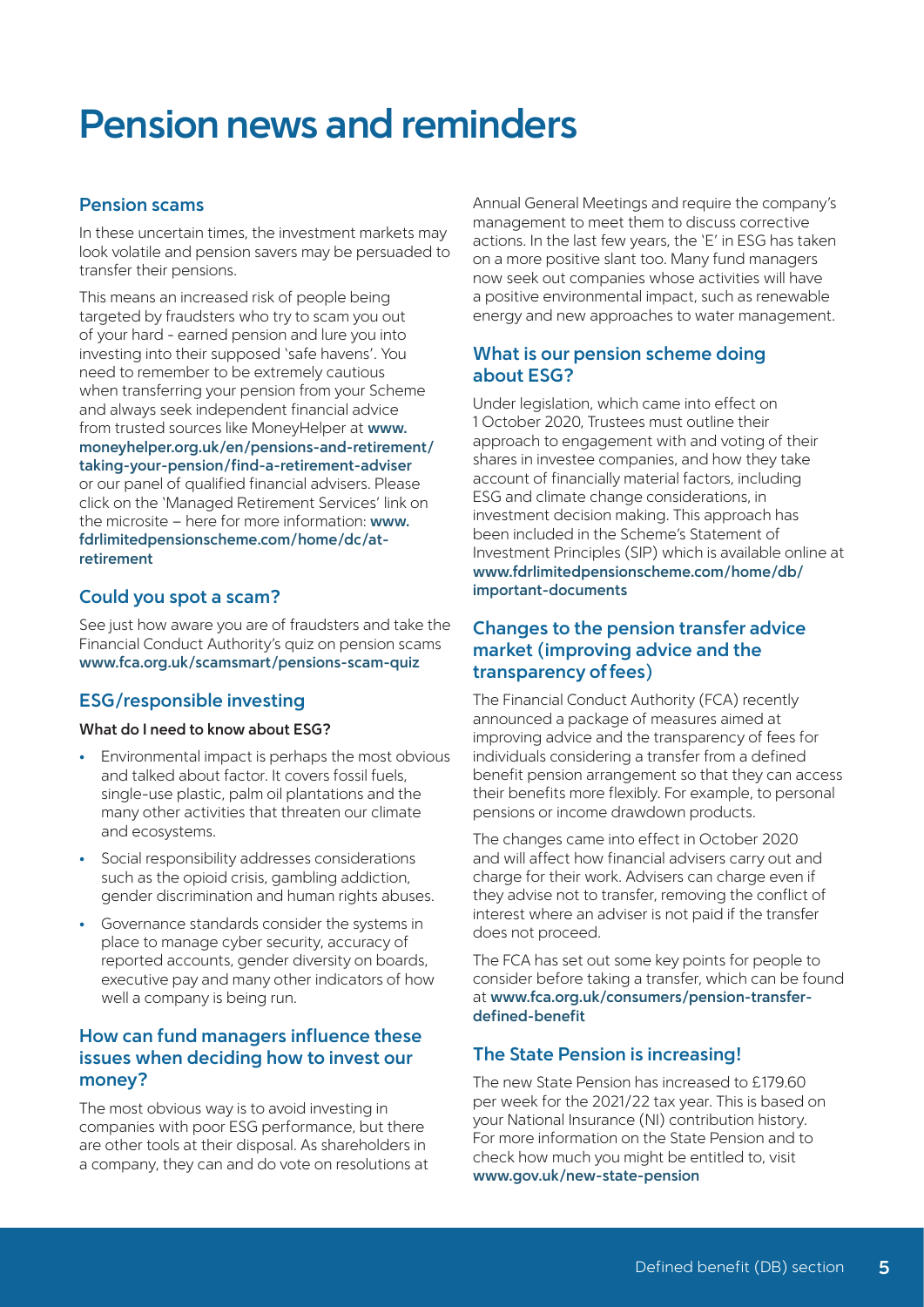# Pension news and reminders

## Pension scams

In these uncertain times, the investment markets may look volatile and pension savers may be persuaded to transfer their pensions.

This means an increased risk of people being targeted by fraudsters who try to scam you out of your hard - earned pension and lure you into investing into their supposed 'safe havens'. You need to remember to be extremely cautious when transferring your pension from your Scheme and always seek independent financial advice from trusted sources like MoneyHelper at **www.moneyhelper.org.uk/en/pensions-and-retirement/taking-your-pension/find-a-retirement-adviser** or our panel of qualified financial advisers. Please click on the 'Managed Retirement Services' link on the microsite – here for more information: **www.fdrlimitedpensionscheme.com/home/dc/at-retirement**

## Could you spot a scam?

See just how aware you are of fraudsters and take the Financial Conduct Authority's quiz on pension scams **www.fca.org.uk/scamsmart/pensions-scam-quiz**

## ESG/responsible investing

**What do I need to know about ESG?**

- Environmental impact is perhaps the most obvious and talked about factor. It covers fossil fuels, single-use plastic, palm oil plantations and the many other activities that threaten our climate and ecosystems.
- Social responsibility addresses considerations such as the opioid crisis, gambling addiction, gender discrimination and human rights abuses.
- Governance standards consider the systems in place to manage cyber security, accuracy of reported accounts, gender diversity on boards, executive pay and many other indicators of how well a company is being run.

## How can fund managers influence these issues when deciding how to invest our money?

The most obvious way is to avoid investing in companies with poor ESG performance, but there are other tools at their disposal. As shareholders in a company, they can and do vote on resolutions at Annual General Meetings and require the company's management to meet them to discuss corrective actions. In the last few years, the 'E' in ESG has taken on a more positive slant too. Many fund managers now seek out companies whose activities will have a positive environmental impact, such as renewable energy and new approaches to water management.

## What is our pension scheme doing about ESG?

Under legislation, which came into effect on 1 October 2020, Trustees must outline their approach to engagement with and voting of their shares in investee companies, and how they take account of financially material factors, including ESG and climate change considerations, in investment decision making. This approach has been included in the Scheme's Statement of Investment Principles (SIP) which is available online at **www.fdrlimitedpensionscheme.com/home/db/important-documents**

## Changes to the pension transfer advice market (improving advice and the transparency of fees)

The Financial Conduct Authority (FCA) recently announced a package of measures aimed at improving advice and the transparency of fees for individuals considering a transfer from a defined benefit pension arrangement so that they can access their benefits more flexibly. For example, to personal pensions or income drawdown products.

The changes came into effect in October 2020 and will affect how financial advisers carry out and charge for their work. Advisers can charge even if they advise not to transfer, removing the conflict of interest where an adviser is not paid if the transfer does not proceed.

The FCA has set out some key points for people to consider before taking a transfer, which can be found at **www.fca.org.uk/consumers/pension-transfer-defined-benefit**

## The State Pension is increasing!

The new State Pension has increased to £179.60 per week for the 2021/22 tax year. This is based on your National Insurance (NI) contribution history. For more information on the State Pension and to check how much you might be entitled to, visit **www.gov.uk/new-state-pension**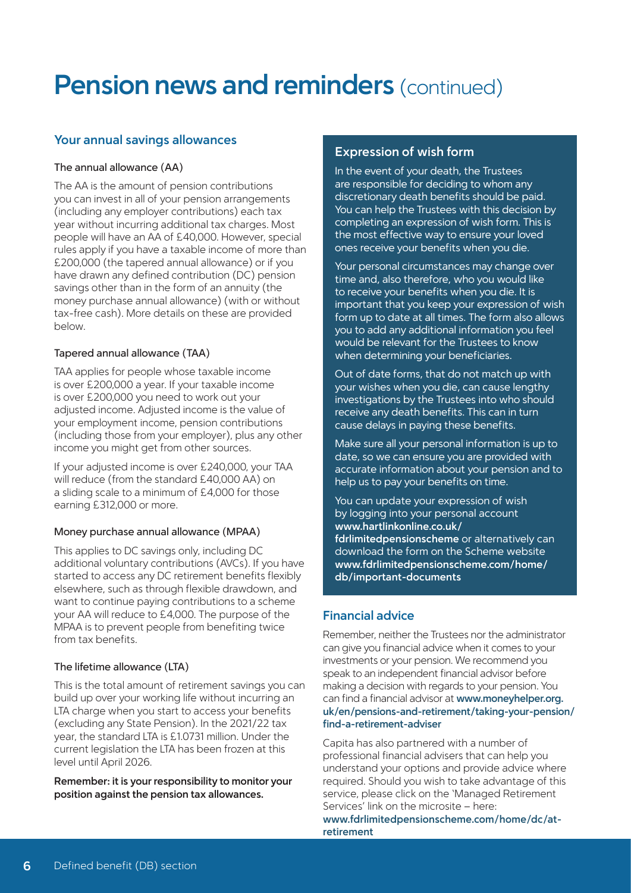# Pension news and reminders (continued)

## Your annual savings allowances

### The annual allowance (AA)

The AA is the amount of pension contributions you can invest in all of your pension arrangements (including any employer contributions) each tax year without incurring additional tax charges. Most people will have an AA of £40,000. However, special rules apply if you have a taxable income of more than £200,000 (the tapered annual allowance) or if you have drawn any defined contribution (DC) pension savings other than in the form of an annuity (the money purchase annual allowance) (with or without tax-free cash). More details on these are provided below.

### Tapered annual allowance (TAA)

TAA applies for people whose taxable income is over £200,000 a year. If your taxable income is over £200,000 you need to work out your adjusted income. Adjusted income is the value of your employment income, pension contributions (including those from your employer), plus any other income you might get from other sources.

If your adjusted income is over £240,000, your TAA will reduce (from the standard £40,000 AA) on a sliding scale to a minimum of £4,000 for those earning £312,000 or more.

### Money purchase annual allowance (MPAA)

This applies to DC savings only, including DC additional voluntary contributions (AVCs). If you have started to access any DC retirement benefits flexibly elsewhere, such as through flexible drawdown, and want to continue paying contributions to a scheme your AA will reduce to £4,000. The purpose of the MPAA is to prevent people from benefiting twice from tax benefits.

### The lifetime allowance (LTA)

This is the total amount of retirement savings you can build up over your working life without incurring an LTA charge when you start to access your benefits (excluding any State Pension). In the 2021/22 tax year, the standard LTA is £1.0731 million. Under the current legislation the LTA has been frozen at this level until April 2026.

**Remember: it is your responsibility to monitor your position against the pension tax allowances.**

## Expression of wish form

In the event of your death, the Trustees are responsible for deciding to whom any discretionary death benefits should be paid. You can help the Trustees with this decision by completing an expression of wish form. This is the most effective way to ensure your loved ones receive your benefits when you die.

Your personal circumstances may change over time and, also therefore, who you would like to receive your benefits when you die. It is important that you keep your expression of wish form up to date at all times. The form also allows you to add any additional information you feel would be relevant for the Trustees to know when determining your beneficiaries.

Out of date forms, that do not match up with your wishes when you die, can cause lengthy investigations by the Trustees into who should receive any death benefits. This can in turn cause delays in paying these benefits.

Make sure all your personal information is up to date, so we can ensure you are provided with accurate information about your pension and to help us to pay your benefits on time.

You can update your expression of wish by logging into your personal account **www.hartlinkonline.co.uk/fdrlimitedpensionscheme** or alternatively can download the form on the Scheme website **www.fdrlimitedpensionscheme.com/home/db/important-documents**

## Financial advice

Remember, neither the Trustees nor the administrator can give you financial advice when it comes to your investments or your pension. We recommend you speak to an independent financial advisor before making a decision with regards to your pension. You can find a financial advisor at **www.moneyhelper.org.uk/en/pensions-and-retirement/taking-your-pension/find-a-retirement-adviser**

Capita has also partnered with a number of professional financial advisers that can help you understand your options and provide advice where required. Should you wish to take advantage of this service, please click on the 'Managed Retirement Services' link on the microsite – here: **www.fdrlimitedpensionscheme.com/home/dc/at-retirement**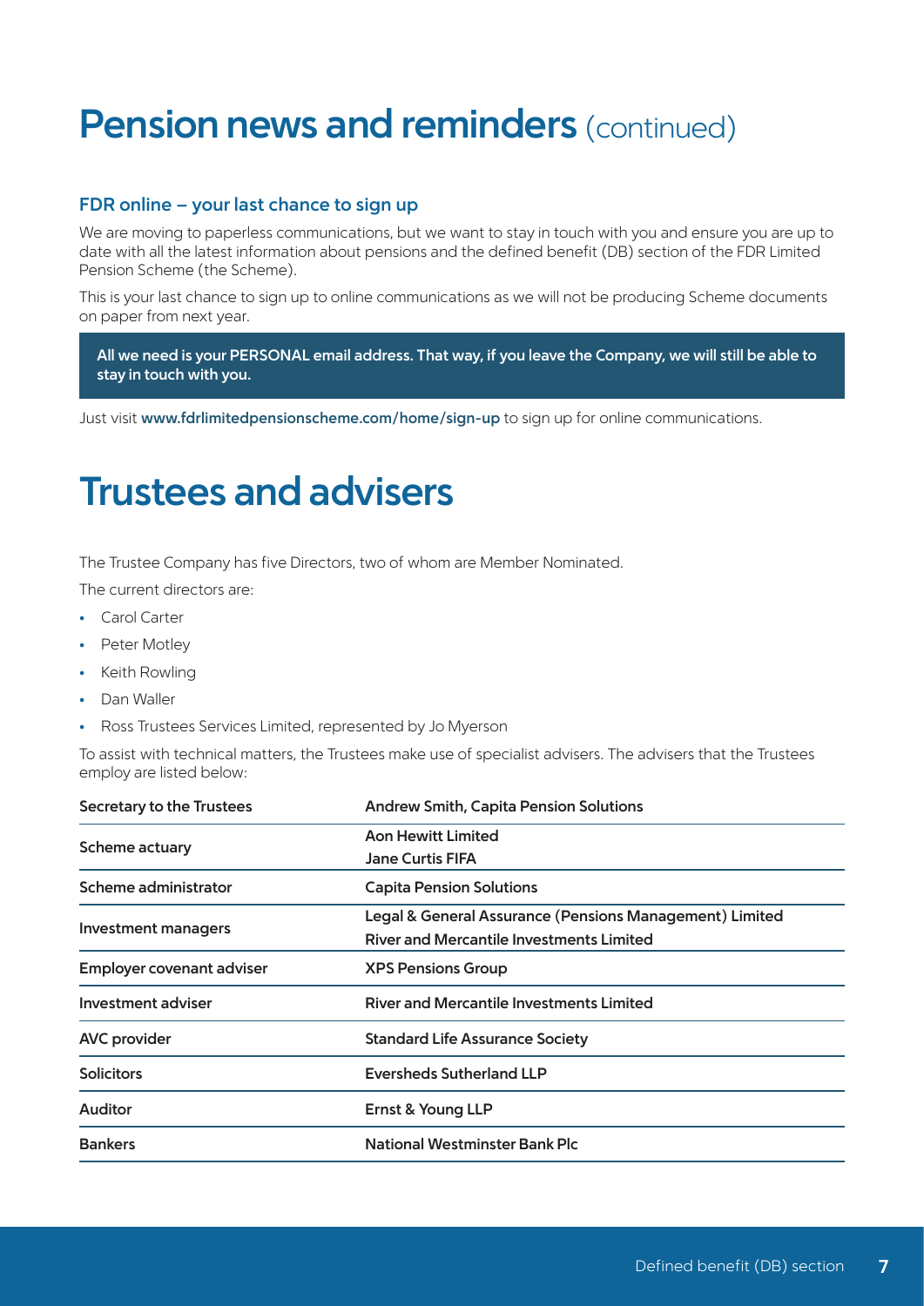# Pension news and reminders (continued)

### FDR online – your last chance to sign up

We are moving to paperless communications, but we want to stay in touch with you and ensure you are up to date with all the latest information about pensions and the defined benefit (DB) section of the FDR Limited Pension Scheme (the Scheme).

This is your last chance to sign up to online communications as we will not be producing Scheme documents on paper from next year.

**All we need is your PERSONAL email address. That way, if you leave the Company, we will still be able to stay in touch with you.**

Just visit **www.fdrlimitedpensionscheme.com/home/sign-up** to sign up for online communications.

# Trustees and advisers

The Trustee Company has five Directors, two of whom are Member Nominated.

The current directors are:

- Carol Carter
- Peter Motley
- Keith Rowling
- Dan Waller
- Ross Trustees Services Limited, represented by Jo Myerson

To assist with technical matters, the Trustees make use of specialist advisers. The advisers that the Trustees employ are listed below:

| Secretary to the Trustees | Andrew Smith, Capita Pension Solutions |
|---|---|
| Scheme actuary | Aon Hewitt Limited<br>Jane Curtis FIFA |
| Scheme administrator | Capita Pension Solutions |
| Investment managers | Legal & General Assurance (Pensions Management) Limited<br>River and Mercantile Investments Limited |
| Employer covenant adviser | XPS Pensions Group |
| Investment adviser | River and Mercantile Investments Limited |
| AVC provider | Standard Life Assurance Society |
| Solicitors | Eversheds Sutherland LLP |
| Auditor | Ernst & Young LLP |
| Bankers | National Westminster Bank Plc |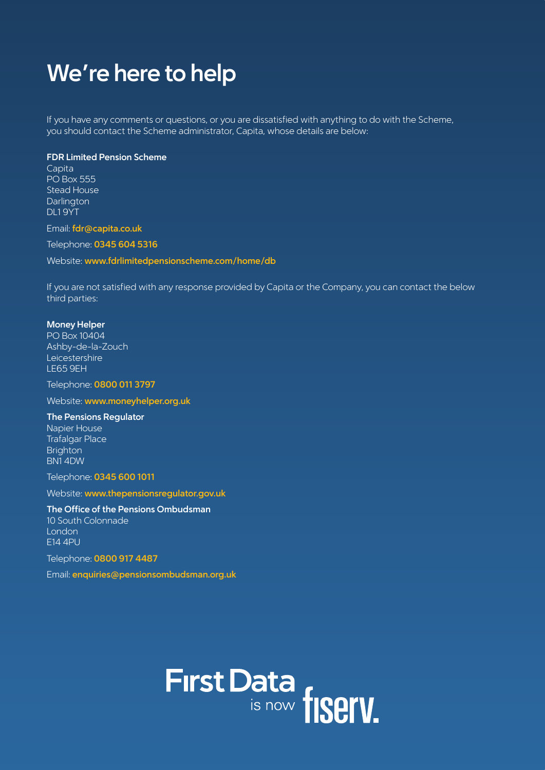# We're here to help

If you have any comments or questions, or you are dissatisfied with anything to do with the Scheme, you should contact the Scheme administrator, Capita, whose details are below:

**FDR Limited Pension Scheme**
Capita
PO Box 555
Stead House
Darlington
DL1 9YT

Email: **fdr@capita.co.uk**

Telephone: **0345 604 5316**

Website: **www.fdrlimitedpensionscheme.com/home/db**

If you are not satisfied with any response provided by Capita or the Company, you can contact the below third parties:

**Money Helper**
PO Box 10404
Ashby-de-la-Zouch
Leicestershire
LE65 9EH

Telephone: **0800 011 3797**

Website: **www.moneyhelper.org.uk**

**The Pensions Regulator**
Napier House
Trafalgar Place
Brighton
BN1 4DW

Telephone: **0345 600 1011**

Website: **www.thepensionsregulator.gov.uk**

**The Office of the Pensions Ombudsman**
10 South Colonnade
London
E14 4PU

Telephone: **0800 917 4487**

Email: **enquiries@pensionsombudsman.org.uk**

First Data is now fiserv.